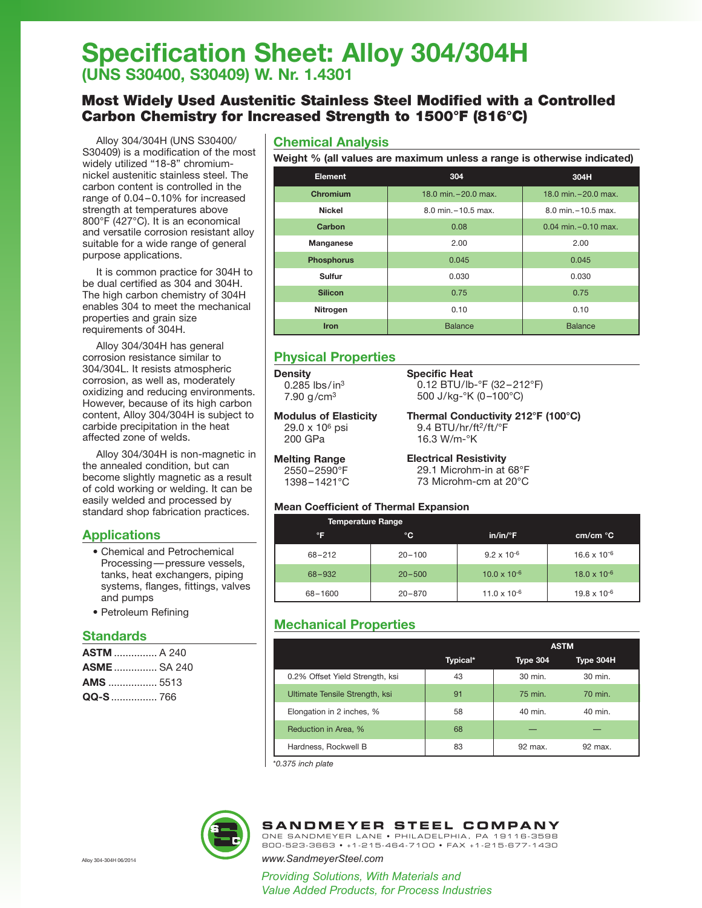# Specification Sheet: Alloy 304/304H

## (UNS S30400, S30409) W. Nr. 1.4301

### Most Widely Used Austenitic Stainless Steel Modified with a Controlled Carbon Chemistry for Increased Strength to 1500°F (816°C)

Alloy 304/304H (UNS S30400/S30409) is a modification of the most widely utilized "18-8" chromium-nickel austenitic stainless steel. The carbon content is controlled in the range of 0.04 – 0.10% for increased strength at temperatures above 800°F (427°C). It is an economical and versatile corrosion resistant alloy suitable for a wide range of general purpose applications.

It is common practice for 304H to be dual certified as 304 and 304H. The high carbon chemistry of 304H enables 304 to meet the mechanical properties and grain size requirements of 304H.

Alloy 304/304H has general corrosion resistance similar to 304/304L. It resists atmospheric corrosion, as well as, moderately oxidizing and reducing environments. However, because of its high carbon content, Alloy 304/304H is subject to carbide precipitation in the heat affected zone of welds.

Alloy 304/304H is non-magnetic in the annealed condition, but can become slightly magnetic as a result of cold working or welding. It can be easily welded and processed by standard shop fabrication practices.

## Applications

- Chemical and Petrochemical Processing — pressure vessels, tanks, heat exchangers, piping systems, flanges, fittings, valves and pumps
- Petroleum Refining

## Standards

**ASTM** ............... A 240
**ASME** ............... SA 240
**AMS** ................. 5513
**QQ-S** ................ 766

## Chemical Analysis

**Weight % (all values are maximum unless a range is otherwise indicated)**

| Element | 304 | 304H |
|---|---|---|
| Chromium | 18.0 min. – 20.0 max. | 18.0 min. – 20.0 max. |
| Nickel | 8.0 min. – 10.5 max. | 8.0 min. – 10.5 max. |
| Carbon | 0.08 | 0.04 min. – 0.10 max. |
| Manganese | 2.00 | 2.00 |
| Phosphorus | 0.045 | 0.045 |
| Sulfur | 0.030 | 0.030 |
| Silicon | 0.75 | 0.75 |
| Nitrogen | 0.10 | 0.10 |
| Iron | Balance | Balance |

## Physical Properties

**Density**
0.285 lbs/in$^3$
7.90 g/cm$^3$

**Modulus of Elasticity**
29.0 x 10$^6$ psi
200 GPa

**Melting Range**
2550 – 2590°F
1398 – 1421°C

**Specific Heat**
0.12 BTU/lb-°F (32 – 212°F)
500 J/kg-°K (0 – 100°C)

**Thermal Conductivity 212°F (100°C)**
9.4 BTU/hr/ft$^2$/ft/°F
16.3 W/m-°K

**Electrical Resistivity**
29.1 Microhm-in at 68°F
73 Microhm-cm at 20°C

**Mean Coefficient of Thermal Expansion**

| Temperature Range | | | |
|---|---|---|---|
| °F | °C | in/in/°F | cm/cm °C |
| 68 – 212 | 20 – 100 | 9.2 x 10$^{-6}$ | 16.6 x 10$^{-6}$ |
| 68 – 932 | 20 – 500 | 10.0 x 10$^{-6}$ | 18.0 x 10$^{-6}$ |
| 68 – 1600 | 20 – 870 | 11.0 x 10$^{-6}$ | 19.8 x 10$^{-6}$ |

## Mechanical Properties

| | | ASTM | |
|---|---|---|---|
| | Typical* | Type 304 | Type 304H |
| 0.2% Offset Yield Strength, ksi | 43 | 30 min. | 30 min. |
| Ultimate Tensile Strength, ksi | 91 | 75 min. | 70 min. |
| Elongation in 2 inches, % | 58 | 40 min. | 40 min. |
| Reduction in Area, % | 68 | — | — |
| Hardness, Rockwell B | 83 | 92 max. | 92 max. |

*\*0.375 inch plate*

**SANDMEYER STEEL COMPANY**
ONE SANDMEYER LANE • PHILADELPHIA, PA 19116-3598
800-523-3663 • +1-215-464-7100 • FAX +1-215-677-1430
www.SandmeyerSteel.com

*Providing Solutions, With Materials and Value Added Products, for Process Industries*

Alloy 304-304H 06/2014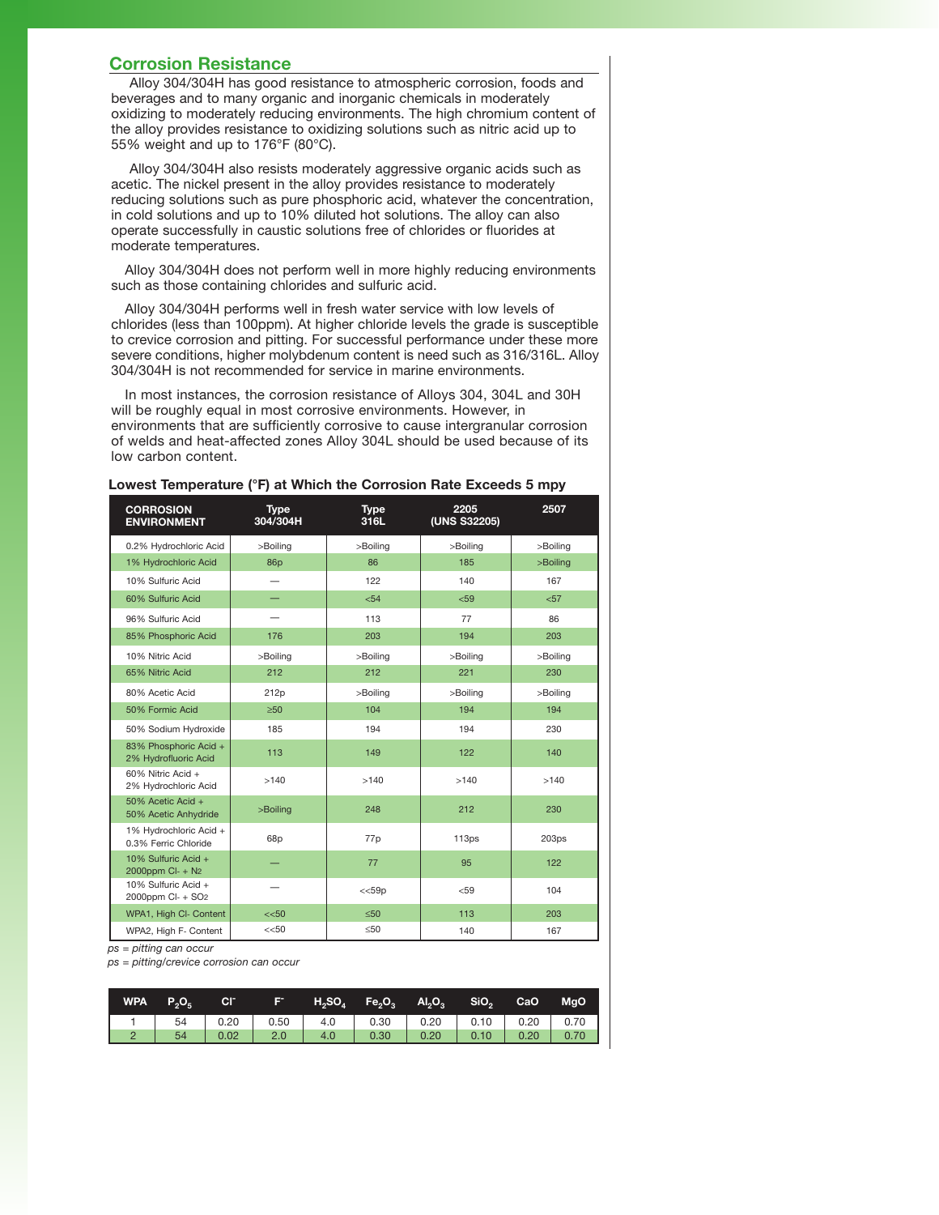## Corrosion Resistance

Alloy 304/304H has good resistance to atmospheric corrosion, foods and beverages and to many organic and inorganic chemicals in moderately oxidizing to moderately reducing environments. The high chromium content of the alloy provides resistance to oxidizing solutions such as nitric acid up to 55% weight and up to 176°F (80°C).

Alloy 304/304H also resists moderately aggressive organic acids such as acetic. The nickel present in the alloy provides resistance to moderately reducing solutions such as pure phosphoric acid, whatever the concentration, in cold solutions and up to 10% diluted hot solutions. The alloy can also operate successfully in caustic solutions free of chlorides or fluorides at moderate temperatures.

Alloy 304/304H does not perform well in more highly reducing environments such as those containing chlorides and sulfuric acid.

Alloy 304/304H performs well in fresh water service with low levels of chlorides (less than 100ppm). At higher chloride levels the grade is susceptible to crevice corrosion and pitting. For successful performance under these more severe conditions, higher molybdenum content is need such as 316/316L. Alloy 304/304H is not recommended for service in marine environments.

In most instances, the corrosion resistance of Alloys 304, 304L and 30H will be roughly equal in most corrosive environments. However, in environments that are sufficiently corrosive to cause intergranular corrosion of welds and heat-affected zones Alloy 304L should be used because of its low carbon content.

**Lowest Temperature (°F) at Which the Corrosion Rate Exceeds 5 mpy**

| CORROSION ENVIRONMENT | Type 304/304H | Type 316L | 2205 (UNS S32205) | 2507 |
|---|---|---|---|---|
| 0.2% Hydrochloric Acid | >Boiling | >Boiling | >Boiling | >Boiling |
| 1% Hydrochloric Acid | 86p | 86 | 185 | >Boiling |
| 10% Sulfuric Acid | — | 122 | 140 | 167 |
| 60% Sulfuric Acid | — | <54 | <59 | <57 |
| 96% Sulfuric Acid | — | 113 | 77 | 86 |
| 85% Phosphoric Acid | 176 | 203 | 194 | 203 |
| 10% Nitric Acid | >Boiling | >Boiling | >Boiling | >Boiling |
| 65% Nitric Acid | 212 | 212 | 221 | 230 |
| 80% Acetic Acid | 212p | >Boiling | >Boiling | >Boiling |
| 50% Formic Acid | ≥50 | 104 | 194 | 194 |
| 50% Sodium Hydroxide | 185 | 194 | 194 | 230 |
| 83% Phosphoric Acid + 2% Hydrofluoric Acid | 113 | 149 | 122 | 140 |
| 60% Nitric Acid + 2% Hydrochloric Acid | >140 | >140 | >140 | >140 |
| 50% Acetic Acid + 50% Acetic Anhydride | >Boiling | 248 | 212 | 230 |
| 1% Hydrochloric Acid + 0.3% Ferric Chloride | 68p | 77p | 113ps | 203ps |
| 10% Sulfuric Acid + 2000ppm Cl- + $N_2$ | — | 77 | 95 | 122 |
| 10% Sulfuric Acid + 2000ppm Cl- + $SO_2$ | — | <<59p | <59 | 104 |
| WPA1, High Cl- Content | <<50 | ≤50 | 113 | 203 |
| WPA2, High F- Content | <<50 | ≤50 | 140 | 167 |

*ps = pitting can occur*

*ps = pitting/crevice corrosion can occur*

| WPA | $P_2O_5$ | $Cl^-$ | $F^-$ | $H_2SO_4$ | $Fe_2O_3$ | $Al_2O_3$ | $SiO_2$ | CaO | MgO |
|---|---|---|---|---|---|---|---|---|---|
| 1 | 54 | 0.20 | 0.50 | 4.0 | 0.30 | 0.20 | 0.10 | 0.20 | 0.70 |
| 2 | 54 | 0.02 | 2.0 | 4.0 | 0.30 | 0.20 | 0.10 | 0.20 | 0.70 |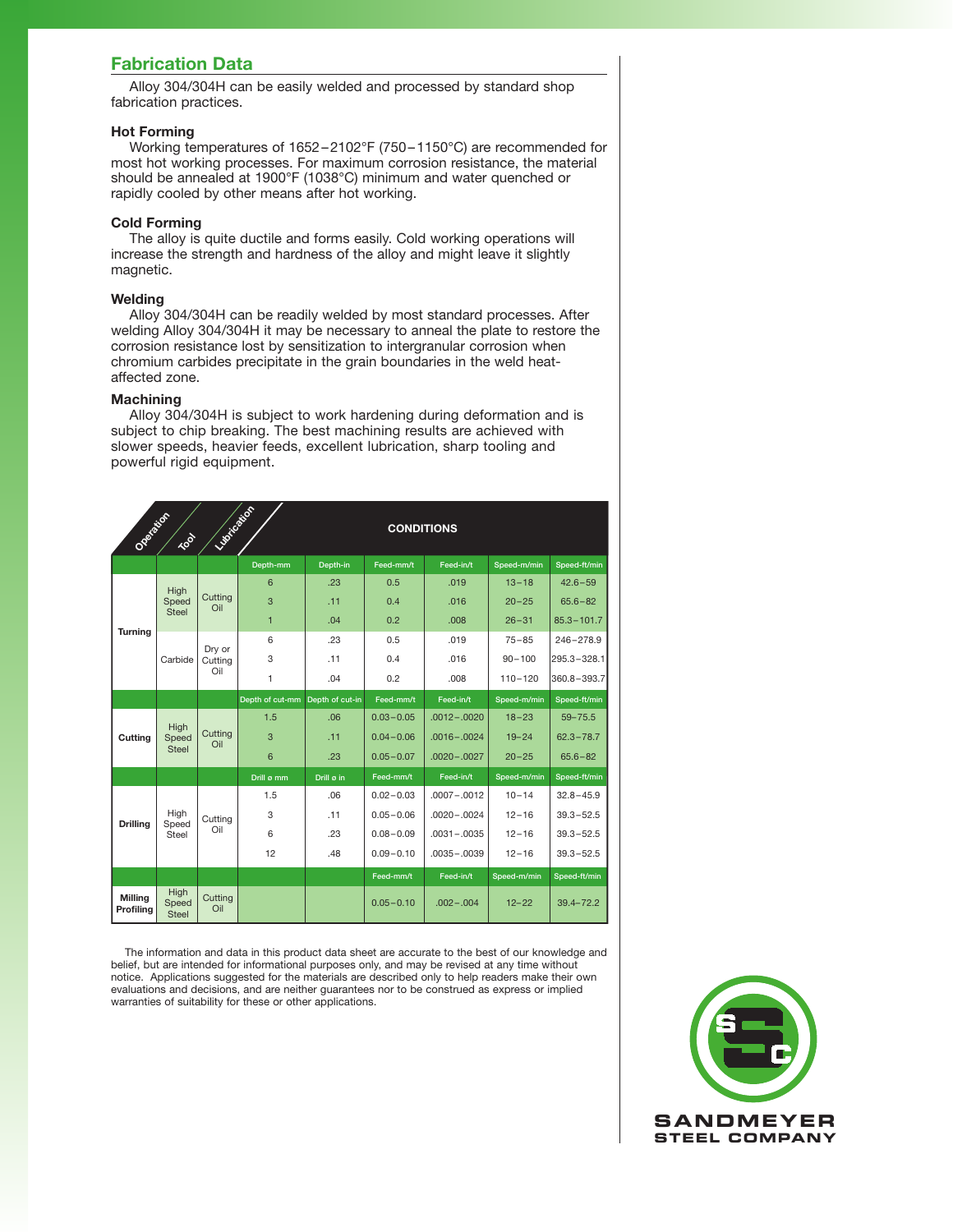## Fabrication Data

Alloy 304/304H can be easily welded and processed by standard shop fabrication practices.

### Hot Forming

Working temperatures of 1652–2102°F (750–1150°C) are recommended for most hot working processes. For maximum corrosion resistance, the material should be annealed at 1900°F (1038°C) minimum and water quenched or rapidly cooled by other means after hot working.

### Cold Forming

The alloy is quite ductile and forms easily. Cold working operations will increase the strength and hardness of the alloy and might leave it slightly magnetic.

### Welding

Alloy 304/304H can be readily welded by most standard processes. After welding Alloy 304/304H it may be necessary to anneal the plate to restore the corrosion resistance lost by sensitization to intergranular corrosion when chromium carbides precipitate in the grain boundaries in the weld heat-affected zone.

### Machining

Alloy 304/304H is subject to work hardening during deformation and is subject to chip breaking. The best machining results are achieved with slower speeds, heavier feeds, excellent lubrication, sharp tooling and powerful rigid equipment.

| Operation | Tool | Lubrication | CONDITIONS | | | | | |
|---|---|---|---|---|---|---|---|---|
| | | | Depth-mm | Depth-in | Feed-mm/t | Feed-in/t | Speed-m/min | Speed-ft/min |
| Turning | High Speed Steel | Cutting Oil | 6 | .23 | 0.5 | .019 | 13–18 | 42.6–59 |
| | | | 3 | .11 | 0.4 | .016 | 20–25 | 65.6–82 |
| | | | 1 | .04 | 0.2 | .008 | 26–31 | 85.3–101.7 |
| | Carbide | Dry or Cutting Oil | 6 | .23 | 0.5 | .019 | 75–85 | 246–278.9 |
| | | | 3 | .11 | 0.4 | .016 | 90–100 | 295.3–328.1 |
| | | | 1 | .04 | 0.2 | .008 | 110–120 | 360.8–393.7 |
| | | | Depth of cut-mm | Depth of cut-in | Feed-mm/t | Feed-in/t | Speed-m/min | Speed-ft/min |
| Cutting | High Speed Steel | Cutting Oil | 1.5 | .06 | 0.03–0.05 | .0012–.0020 | 18–23 | 59–75.5 |
| | | | 3 | .11 | 0.04–0.06 | .0016–.0024 | 19–24 | 62.3–78.7 |
| | | | 6 | .23 | 0.05–0.07 | .0020–.0027 | 20–25 | 65.6–82 |
| | | | Drill ø mm | Drill ø in | Feed-mm/t | Feed-in/t | Speed-m/min | Speed-ft/min |
| Drilling | High Speed Steel | Cutting Oil | 1.5 | .06 | 0.02–0.03 | .0007–.0012 | 10–14 | 32.8–45.9 |
| | | | 3 | .11 | 0.05–0.06 | .0020–.0024 | 12–16 | 39.3–52.5 |
| | | | 6 | .23 | 0.08–0.09 | .0031–.0035 | 12–16 | 39.3–52.5 |
| | | | 12 | .48 | 0.09–0.10 | .0035–.0039 | 12–16 | 39.3–52.5 |
| | | | | | Feed-mm/t | Feed-in/t | Speed-m/min | Speed-ft/min |
| Milling Profiling | High Speed Steel | Cutting Oil | | | 0.05–0.10 | .002–.004 | 12–22 | 39.4–72.2 |

The information and data in this product data sheet are accurate to the best of our knowledge and belief, but are intended for informational purposes only, and may be revised at any time without notice. Applications suggested for the materials are described only to help readers make their own evaluations and decisions, and are neither guarantees nor to be construed as express or implied warranties of suitability for these or other applications.

SANDMEYER STEEL COMPANY